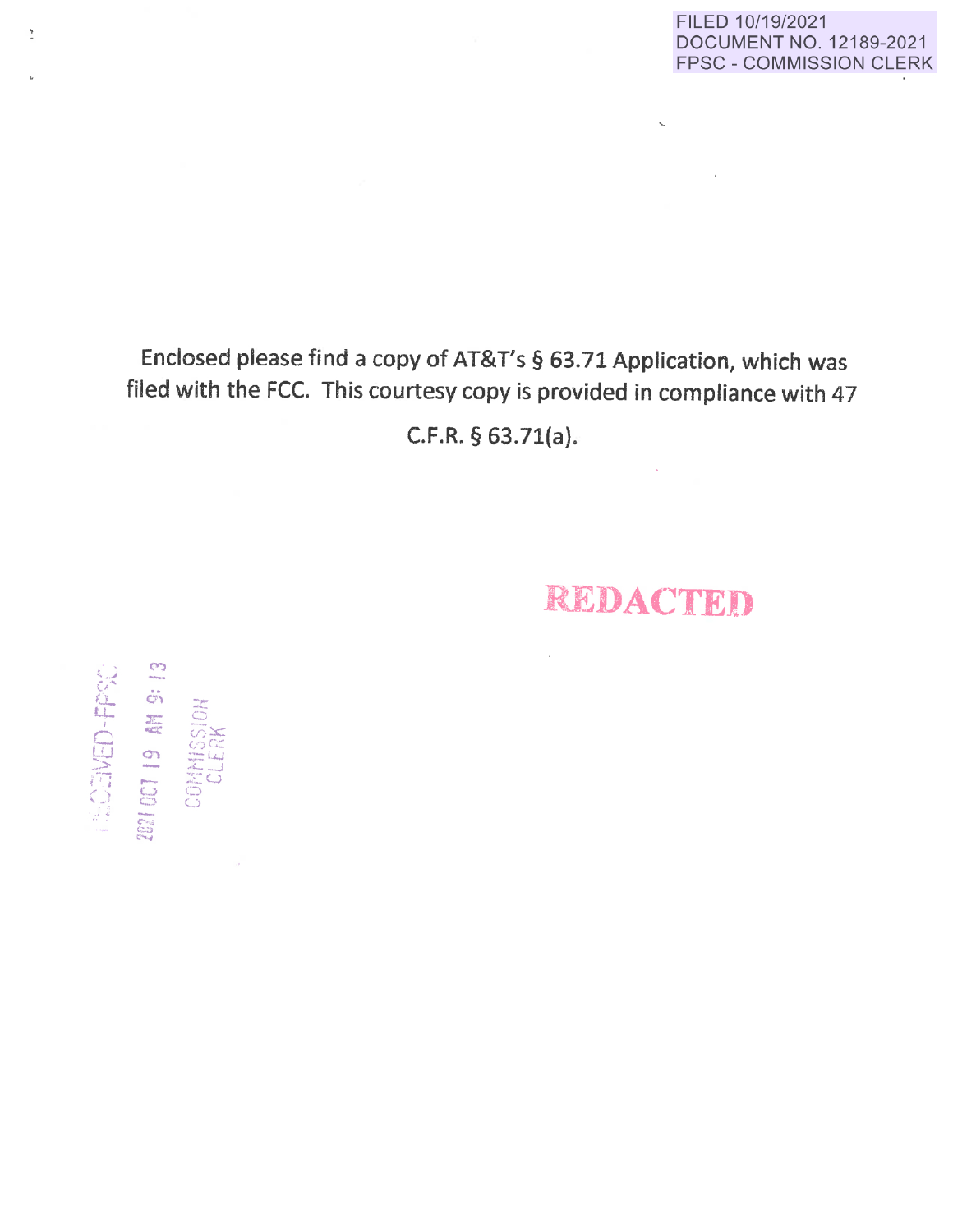FILED 10/19/2021
DOCUMENT NO. 12189-2021
FPSC - COMMISSION CLERK

Enclosed please find a copy of AT&T's § 63.71 Application, which was filed with the FCC. This courtesy copy is provided in compliance with 47 C.F.R. § 63.71(a).

REDACTED

RECEIVED-FPSC
2021 OCT 19 AM 9:13
COMMISSION CLERK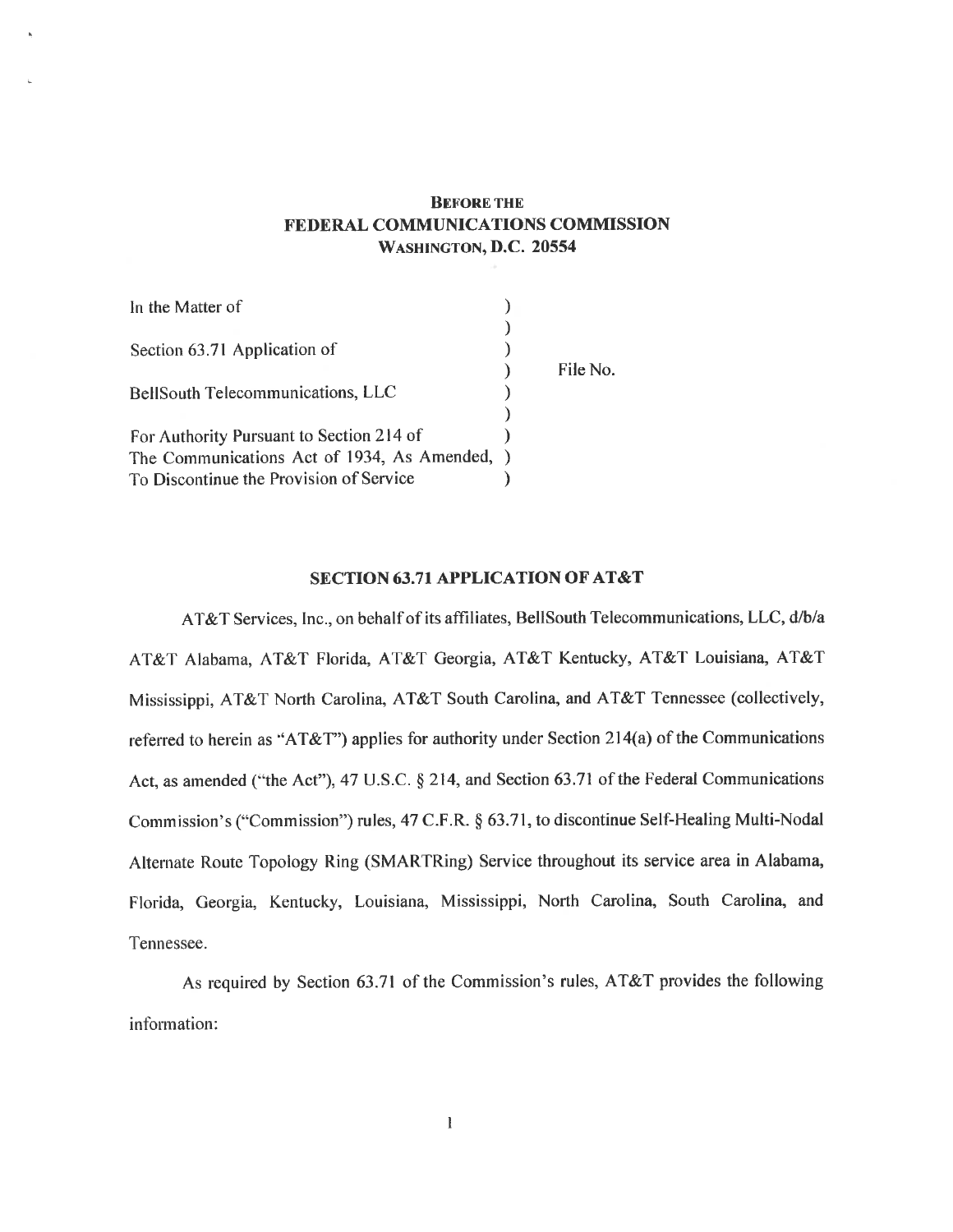**BEFORE THE**
**FEDERAL COMMUNICATIONS COMMISSION**
**WASHINGTON, D.C. 20554**

| | | |
|---|---|---|
| In the Matter of | ) | |
| | ) | |
| Section 63.71 Application of | ) | |
| | ) | File No. |
| BellSouth Telecommunications, LLC | ) | |
| | ) | |
| For Authority Pursuant to Section 214 of | ) | |
| The Communications Act of 1934, As Amended, | ) | |
| To Discontinue the Provision of Service | ) | |

**SECTION 63.71 APPLICATION OF AT&T**

AT&T Services, Inc., on behalf of its affiliates, BellSouth Telecommunications, LLC, d/b/a AT&T Alabama, AT&T Florida, AT&T Georgia, AT&T Kentucky, AT&T Louisiana, AT&T Mississippi, AT&T North Carolina, AT&T South Carolina, and AT&T Tennessee (collectively, referred to herein as "AT&T") applies for authority under Section 214(a) of the Communications Act, as amended ("the Act"), 47 U.S.C. § 214, and Section 63.71 of the Federal Communications Commission's ("Commission") rules, 47 C.F.R. § 63.71, to discontinue Self-Healing Multi-Nodal Alternate Route Topology Ring (SMARTRing) Service throughout its service area in Alabama, Florida, Georgia, Kentucky, Louisiana, Mississippi, North Carolina, South Carolina, and Tennessee.

As required by Section 63.71 of the Commission's rules, AT&T provides the following information: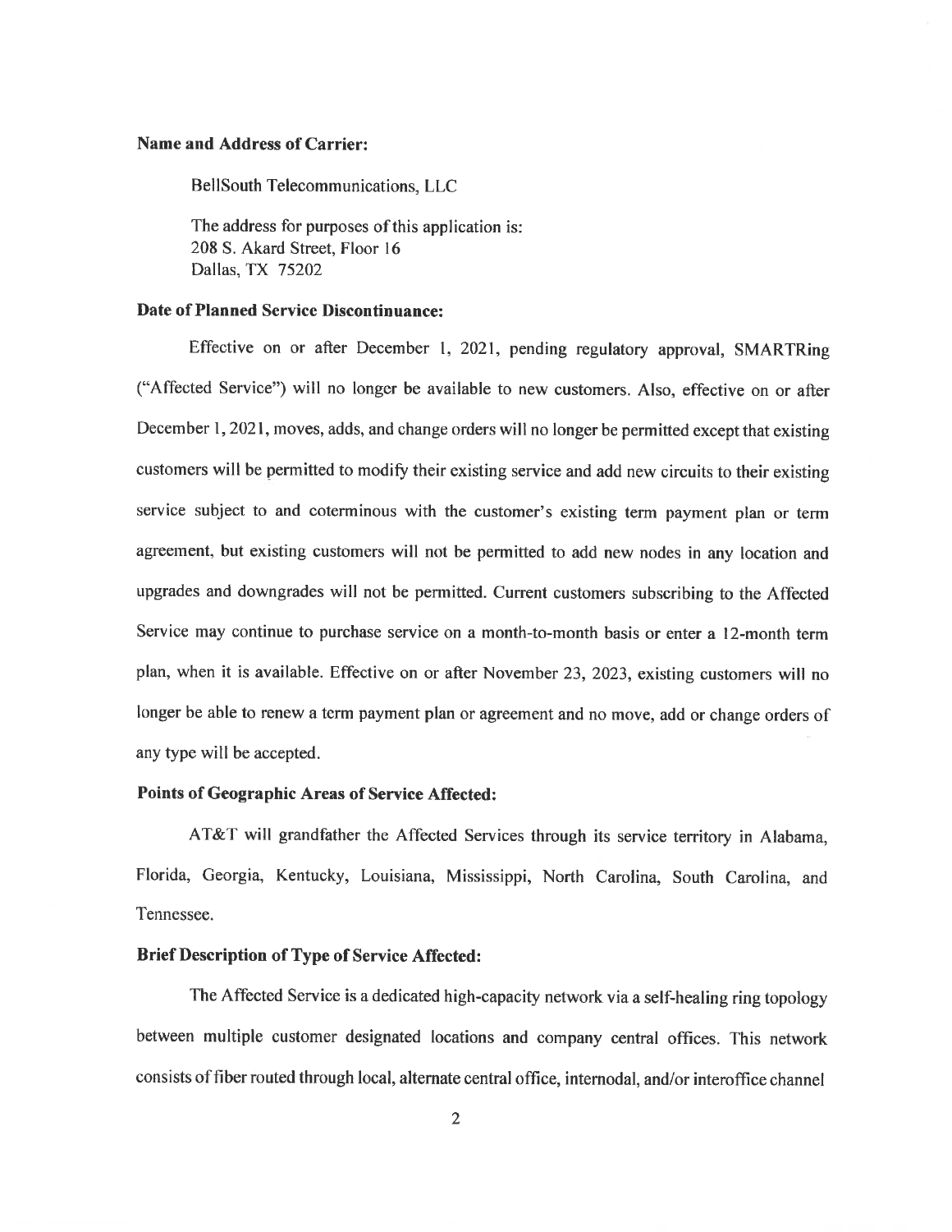**Name and Address of Carrier:**

BellSouth Telecommunications, LLC

The address for purposes of this application is:
208 S. Akard Street, Floor 16
Dallas, TX 75202

**Date of Planned Service Discontinuance:**

Effective on or after December 1, 2021, pending regulatory approval, SMARTRing ("Affected Service") will no longer be available to new customers. Also, effective on or after December 1, 2021, moves, adds, and change orders will no longer be permitted except that existing customers will be permitted to modify their existing service and add new circuits to their existing service subject to and coterminous with the customer's existing term payment plan or term agreement, but existing customers will not be permitted to add new nodes in any location and upgrades and downgrades will not be permitted. Current customers subscribing to the Affected Service may continue to purchase service on a month-to-month basis or enter a 12-month term plan, when it is available. Effective on or after November 23, 2023, existing customers will no longer be able to renew a term payment plan or agreement and no move, add or change orders of any type will be accepted.

**Points of Geographic Areas of Service Affected:**

AT&T will grandfather the Affected Services through its service territory in Alabama, Florida, Georgia, Kentucky, Louisiana, Mississippi, North Carolina, South Carolina, and Tennessee.

**Brief Description of Type of Service Affected:**

The Affected Service is a dedicated high-capacity network via a self-healing ring topology between multiple customer designated locations and company central offices. This network consists of fiber routed through local, alternate central office, internodal, and/or interoffice channel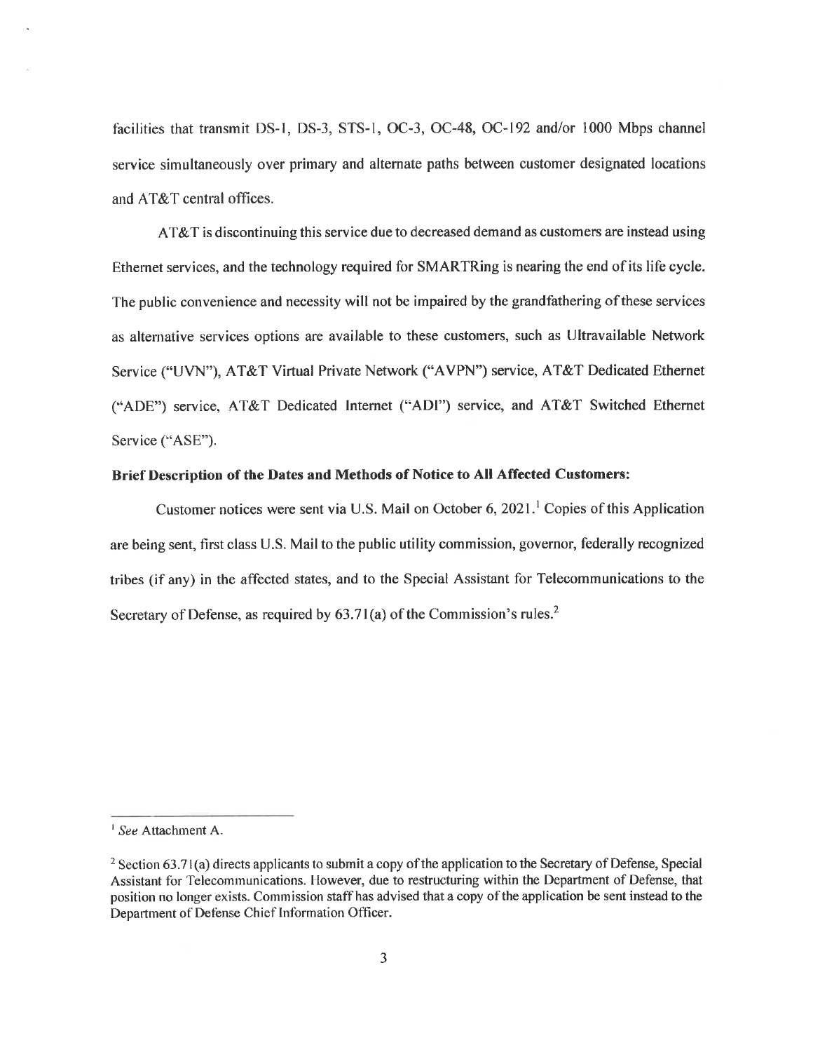facilities that transmit DS-1, DS-3, STS-1, OC-3, OC-48, OC-192 and/or 1000 Mbps channel service simultaneously over primary and alternate paths between customer designated locations and AT&T central offices.

AT&T is discontinuing this service due to decreased demand as customers are instead using Ethernet services, and the technology required for SMARTRing is nearing the end of its life cycle. The public convenience and necessity will not be impaired by the grandfathering of these services as alternative services options are available to these customers, such as Ultravailable Network Service ("UVN"), AT&T Virtual Private Network ("AVPN") service, AT&T Dedicated Ethernet ("ADE") service, AT&T Dedicated Internet ("ADI") service, and AT&T Switched Ethernet Service ("ASE").

**Brief Description of the Dates and Methods of Notice to All Affected Customers:**

Customer notices were sent via U.S. Mail on October 6, 2021.[1] Copies of this Application are being sent, first class U.S. Mail to the public utility commission, governor, federally recognized tribes (if any) in the affected states, and to the Special Assistant for Telecommunications to the Secretary of Defense, as required by 63.71(a) of the Commission's rules.[2]

---

[1] *See* Attachment A.

[2] Section 63.71(a) directs applicants to submit a copy of the application to the Secretary of Defense, Special Assistant for Telecommunications. However, due to restructuring within the Department of Defense, that position no longer exists. Commission staff has advised that a copy of the application be sent instead to the Department of Defense Chief Information Officer.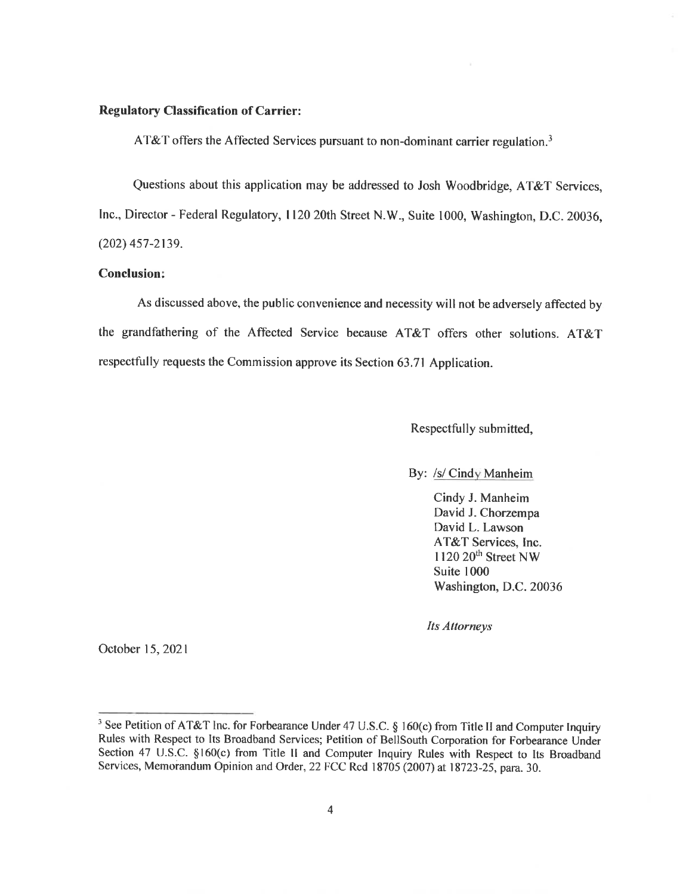**Regulatory Classification of Carrier:**

AT&T offers the Affected Services pursuant to non-dominant carrier regulation.[3]

Questions about this application may be addressed to Josh Woodbridge, AT&T Services, Inc., Director - Federal Regulatory, 1120 20th Street N.W., Suite 1000, Washington, D.C. 20036, (202) 457-2139.

**Conclusion:**

As discussed above, the public convenience and necessity will not be adversely affected by the grandfathering of the Affected Service because AT&T offers other solutions. AT&T respectfully requests the Commission approve its Section 63.71 Application.

Respectfully submitted,

By: /s/ Cindy Manheim

Cindy J. Manheim
David J. Chorzempa
David L. Lawson
AT&T Services, Inc.
1120 20th Street NW
Suite 1000
Washington, D.C. 20036

*Its Attorneys*

October 15, 2021

---

[3] See Petition of AT&T Inc. for Forbearance Under 47 U.S.C. § 160(c) from Title II and Computer Inquiry Rules with Respect to Its Broadband Services; Petition of BellSouth Corporation for Forbearance Under Section 47 U.S.C. §160(c) from Title II and Computer Inquiry Rules with Respect to Its Broadband Services, Memorandum Opinion and Order, 22 FCC Rcd 18705 (2007) at 18723-25, para. 30.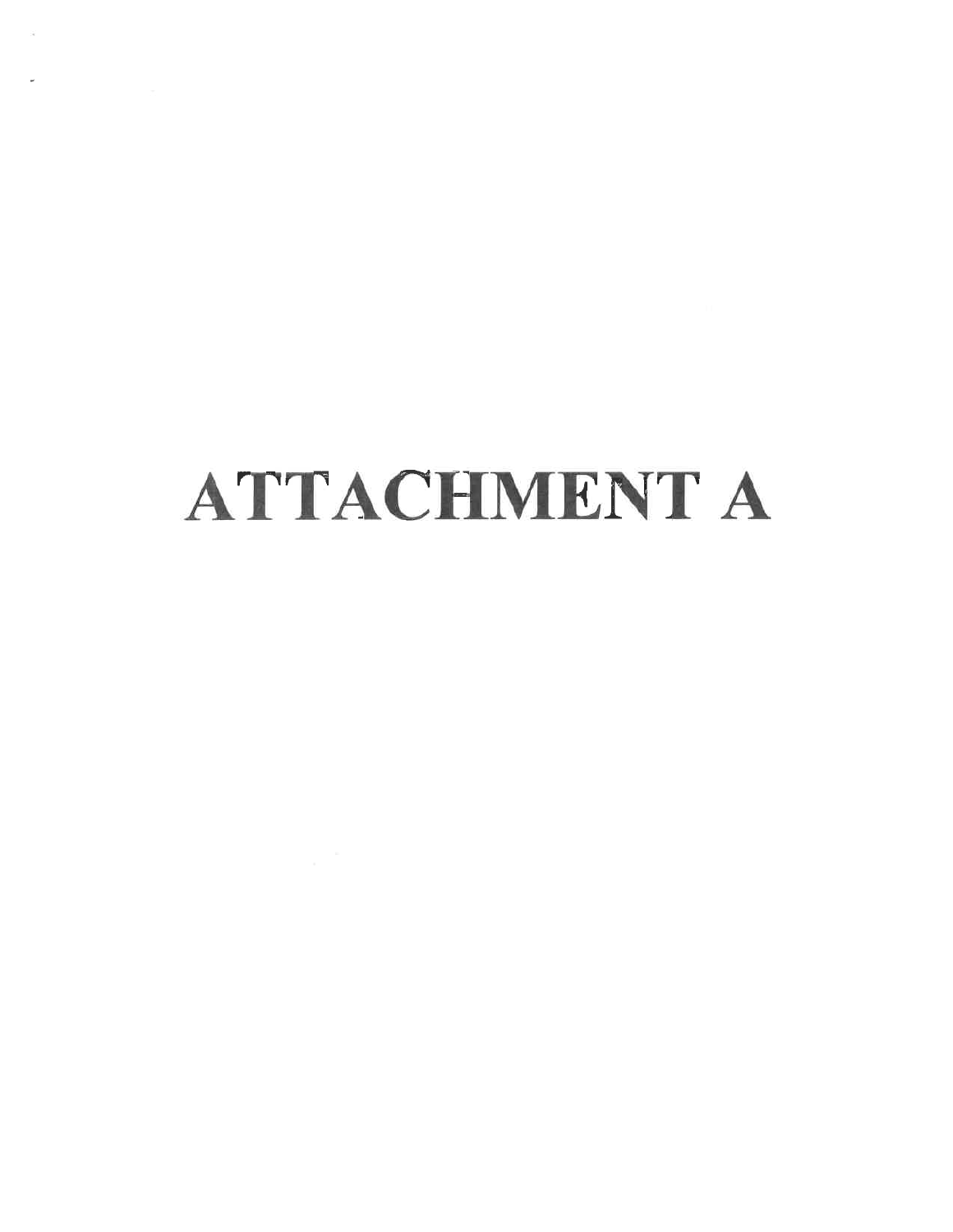# ATTACHMENT A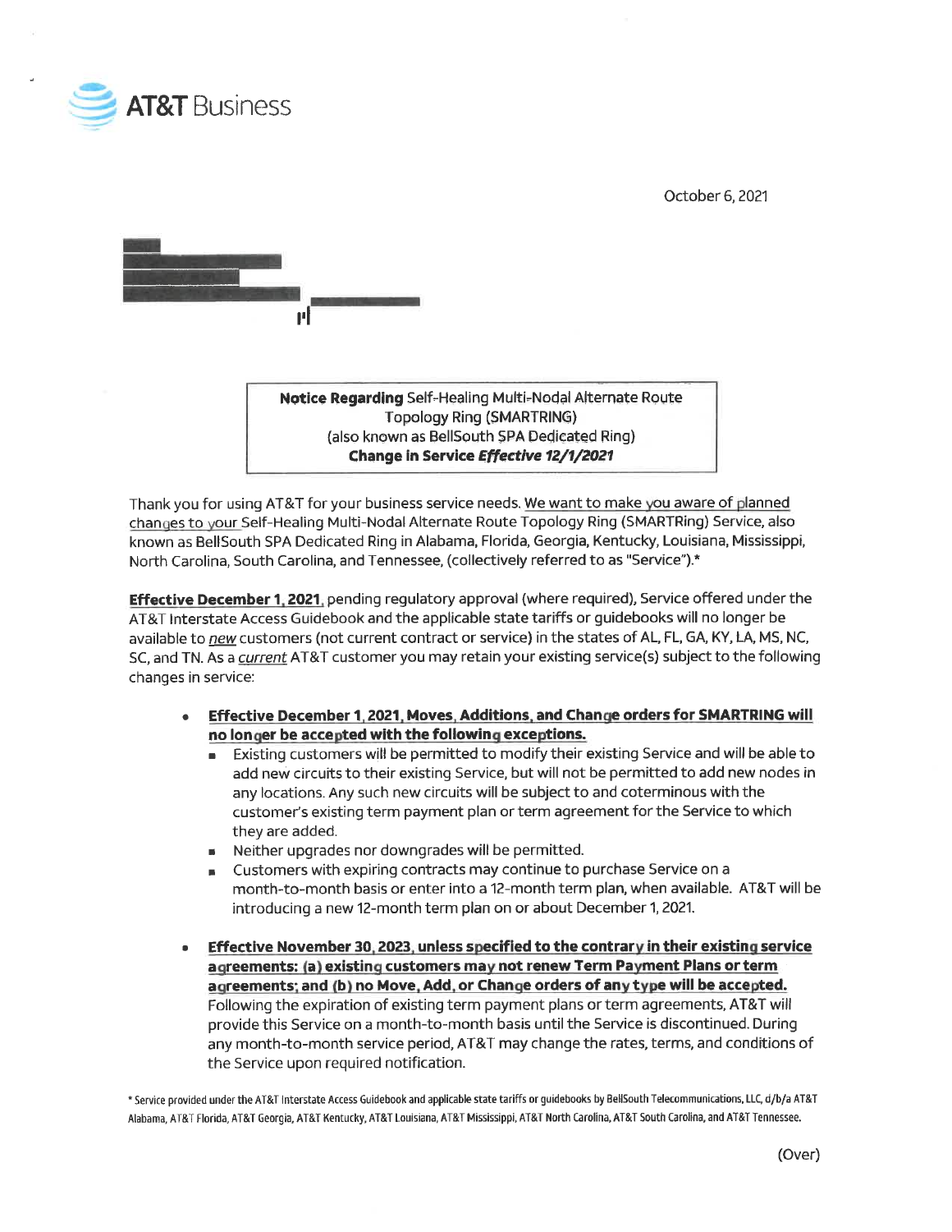AT&T Business

October 6, 2021

**Notice Regarding** Self-Healing Multi-Nodal Alternate Route Topology Ring (SMARTRING)
(also known as BellSouth SPA Dedicated Ring)
**Change in Service *Effective 12/1/2021***

Thank you for using AT&T for your business service needs. We want to make you aware of planned changes to your Self-Healing Multi-Nodal Alternate Route Topology Ring (SMARTRing) Service, also known as BellSouth SPA Dedicated Ring in Alabama, Florida, Georgia, Kentucky, Louisiana, Mississippi, North Carolina, South Carolina, and Tennessee, (collectively referred to as "Service").*

**Effective December 1, 2021**, pending regulatory approval (where required), Service offered under the AT&T Interstate Access Guidebook and the applicable state tariffs or guidebooks will no longer be available to *new* customers (not current contract or service) in the states of AL, FL, GA, KY, LA, MS, NC, SC, and TN. As a *current* AT&T customer you may retain your existing service(s) subject to the following changes in service:

- **Effective December 1, 2021, Moves, Additions, and Change orders for SMARTRING will no longer be accepted with the following exceptions.**
  - Existing customers will be permitted to modify their existing Service and will be able to add new circuits to their existing Service, but will not be permitted to add new nodes in any locations. Any such new circuits will be subject to and coterminous with the customer's existing term payment plan or term agreement for the Service to which they are added.
  - Neither upgrades nor downgrades will be permitted.
  - Customers with expiring contracts may continue to purchase Service on a month-to-month basis or enter into a 12-month term plan, when available. AT&T will be introducing a new 12-month term plan on or about December 1, 2021.
- **Effective November 30, 2023, unless specified to the contrary in their existing service agreements: (a) existing customers may not renew Term Payment Plans or term agreements; and (b) no Move, Add, or Change orders of any type will be accepted.** Following the expiration of existing term payment plans or term agreements, AT&T will provide this Service on a month-to-month basis until the Service is discontinued. During any month-to-month service period, AT&T may change the rates, terms, and conditions of the Service upon required notification.

\* Service provided under the AT&T Interstate Access Guidebook and applicable state tariffs or guidebooks by BellSouth Telecommunications, LLC, d/b/a AT&T Alabama, AT&T Florida, AT&T Georgia, AT&T Kentucky, AT&T Louisiana, AT&T Mississippi, AT&T North Carolina, AT&T South Carolina, and AT&T Tennessee.

(Over)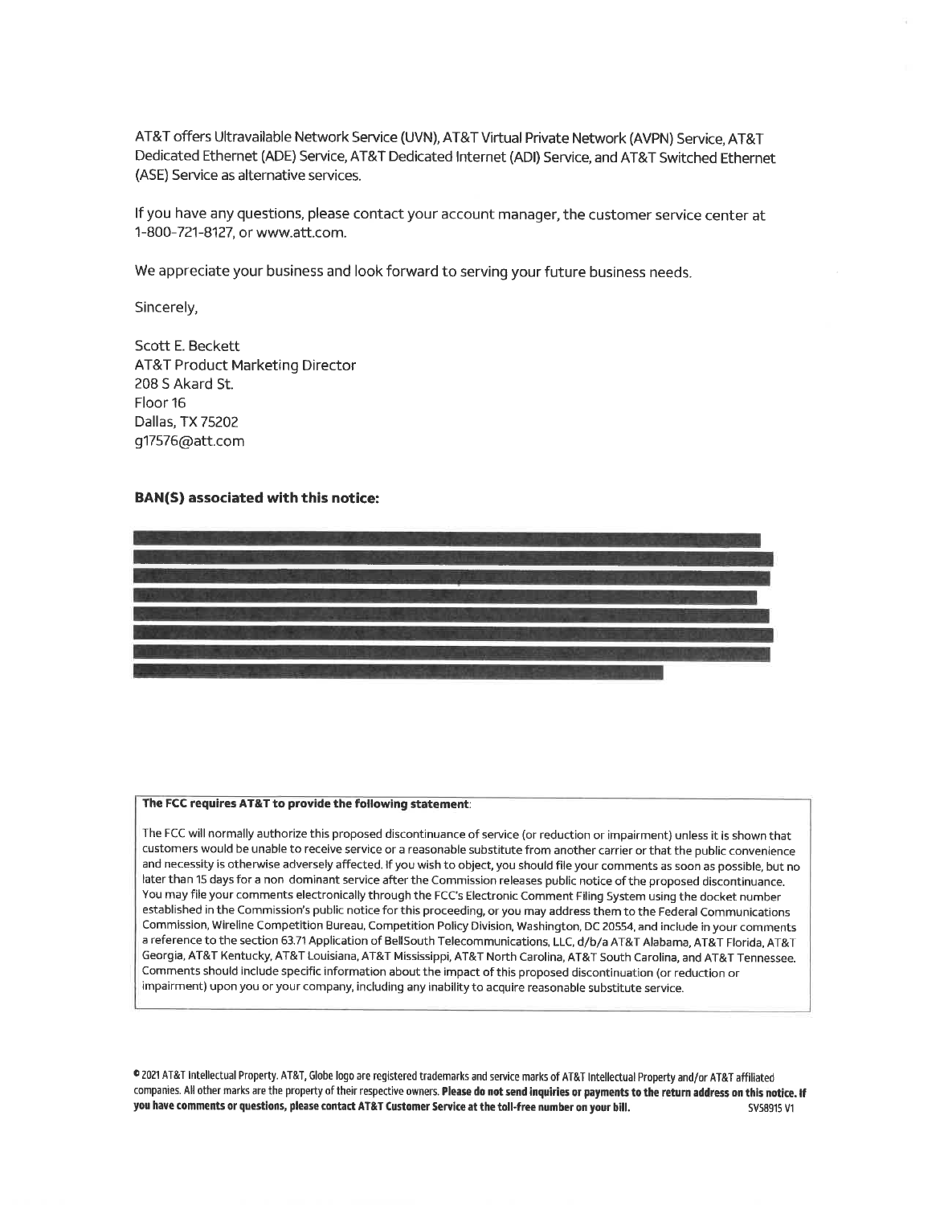AT&T offers Ultravailable Network Service (UVN), AT&T Virtual Private Network (AVPN) Service, AT&T Dedicated Ethernet (ADE) Service, AT&T Dedicated Internet (ADI) Service, and AT&T Switched Ethernet (ASE) Service as alternative services.

If you have any questions, please contact your account manager, the customer service center at 1-800-721-8127, or www.att.com.

We appreciate your business and look forward to serving your future business needs.

Sincerely,

Scott E. Beckett
AT&T Product Marketing Director
208 S Akard St.
Floor 16
Dallas, TX 75202
g17576@att.com

**BAN(S) associated with this notice:**

**The FCC requires AT&T to provide the following statement**:

The FCC will normally authorize this proposed discontinuance of service (or reduction or impairment) unless it is shown that customers would be unable to receive service or a reasonable substitute from another carrier or that the public convenience and necessity is otherwise adversely affected. If you wish to object, you should file your comments as soon as possible, but no later than 15 days for a non dominant service after the Commission releases public notice of the proposed discontinuance. You may file your comments electronically through the FCC's Electronic Comment Filing System using the docket number established in the Commission's public notice for this proceeding, or you may address them to the Federal Communications Commission, Wireline Competition Bureau, Competition Policy Division, Washington, DC 20554, and include in your comments a reference to the section 63.71 Application of BellSouth Telecommunications, LLC, d/b/a AT&T Alabama, AT&T Florida, AT&T Georgia, AT&T Kentucky, AT&T Louisiana, AT&T Mississippi, AT&T North Carolina, AT&T South Carolina, and AT&T Tennessee. Comments should include specific information about the impact of this proposed discontinuation (or reduction or impairment) upon you or your company, including any inability to acquire reasonable substitute service.

© 2021 AT&T Intellectual Property. AT&T, Globe logo are registered trademarks and service marks of AT&T Intellectual Property and/or AT&T affiliated companies. All other marks are the property of their respective owners. **Please do not send inquiries or payments to the return address on this notice. If you have comments or questions, please contact AT&T Customer Service at the toll-free number on your bill.** SV58915 V1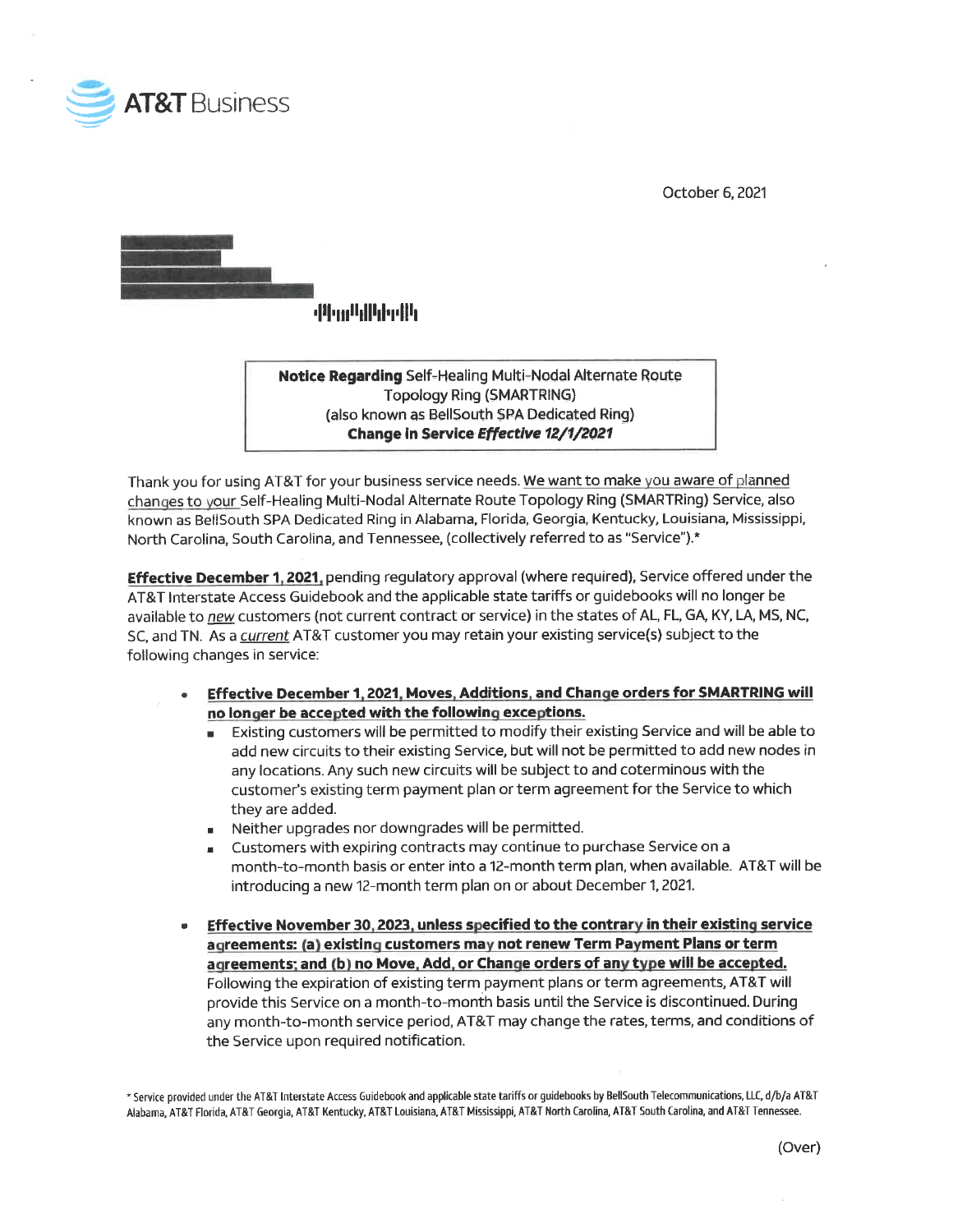AT&T Business

October 6, 2021

**Notice Regarding** Self-Healing Multi-Nodal Alternate Route Topology Ring (SMARTRING)
(also known as BellSouth SPA Dedicated Ring)
**Change in Service *Effective 12/1/2021***

Thank you for using AT&T for your business service needs. We want to make you aware of planned changes to your Self-Healing Multi-Nodal Alternate Route Topology Ring (SMARTRing) Service, also known as BellSouth SPA Dedicated Ring in Alabama, Florida, Georgia, Kentucky, Louisiana, Mississippi, North Carolina, South Carolina, and Tennessee, (collectively referred to as "Service").*

**Effective December 1, 2021,** pending regulatory approval (where required), Service offered under the AT&T Interstate Access Guidebook and the applicable state tariffs or guidebooks will no longer be available to *new* customers (not current contract or service) in the states of AL, FL, GA, KY, LA, MS, NC, SC, and TN. As a *current* AT&T customer you may retain your existing service(s) subject to the following changes in service:

- **Effective December 1, 2021, Moves, Additions, and Change orders for SMARTRING will no longer be accepted with the following exceptions.**
  - Existing customers will be permitted to modify their existing Service and will be able to add new circuits to their existing Service, but will not be permitted to add new nodes in any locations. Any such new circuits will be subject to and coterminous with the customer's existing term payment plan or term agreement for the Service to which they are added.
  - Neither upgrades nor downgrades will be permitted.
  - Customers with expiring contracts may continue to purchase Service on a month-to-month basis or enter into a 12-month term plan, when available. AT&T will be introducing a new 12-month term plan on or about December 1, 2021.

- **Effective November 30, 2023, unless specified to the contrary in their existing service agreements: (a) existing customers may not renew Term Payment Plans or term agreements; and (b) no Move, Add, or Change orders of any type will be accepted.** Following the expiration of existing term payment plans or term agreements, AT&T will provide this Service on a month-to-month basis until the Service is discontinued. During any month-to-month service period, AT&T may change the rates, terms, and conditions of the Service upon required notification.

\* Service provided under the AT&T Interstate Access Guidebook and applicable state tariffs or guidebooks by BellSouth Telecommunications, LLC, d/b/a AT&T Alabama, AT&T Florida, AT&T Georgia, AT&T Kentucky, AT&T Louisiana, AT&T Mississippi, AT&T North Carolina, AT&T South Carolina, and AT&T Tennessee.

(Over)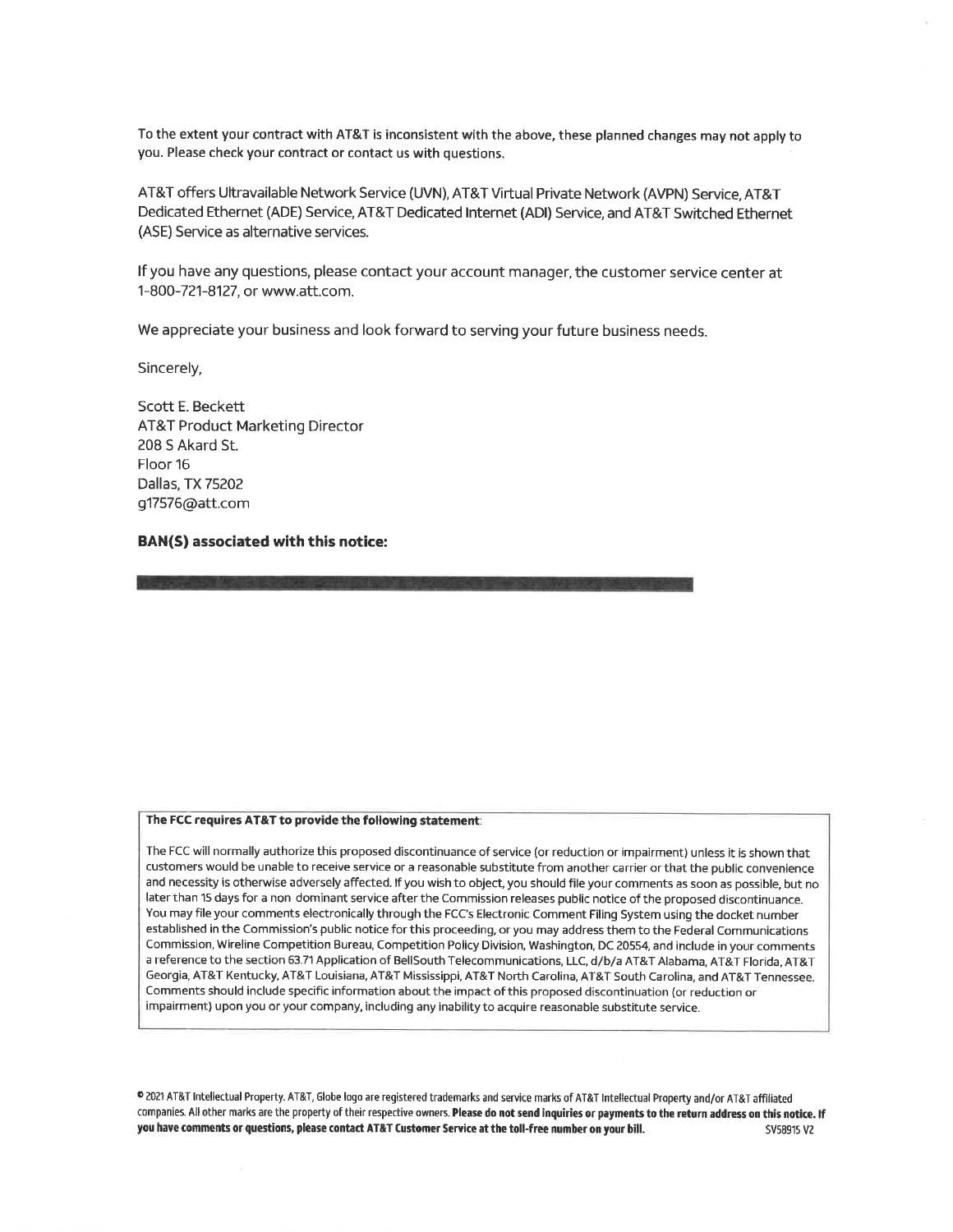To the extent your contract with AT&T is inconsistent with the above, these planned changes may not apply to you. Please check your contract or contact us with questions.

AT&T offers Ultravailable Network Service (UVN), AT&T Virtual Private Network (AVPN) Service, AT&T Dedicated Ethernet (ADE) Service, AT&T Dedicated Internet (ADI) Service, and AT&T Switched Ethernet (ASE) Service as alternative services.

If you have any questions, please contact your account manager, the customer service center at 1-800-721-8127, or www.att.com.

We appreciate your business and look forward to serving your future business needs.

Sincerely,

Scott E. Beckett
AT&T Product Marketing Director
208 S Akard St.
Floor 16
Dallas, TX 75202
g17576@att.com

**BAN(S) associated with this notice:**

**The FCC requires AT&T to provide the following statement**:

The FCC will normally authorize this proposed discontinuance of service (or reduction or impairment) unless it is shown that customers would be unable to receive service or a reasonable substitute from another carrier or that the public convenience and necessity is otherwise adversely affected. If you wish to object, you should file your comments as soon as possible, but no later than 15 days for a non dominant service after the Commission releases public notice of the proposed discontinuance. You may file your comments electronically through the FCC's Electronic Comment Filing System using the docket number established in the Commission's public notice for this proceeding, or you may address them to the Federal Communications Commission, Wireline Competition Bureau, Competition Policy Division, Washington, DC 20554, and include in your comments a reference to the section 63.71 Application of BellSouth Telecommunications, LLC, d/b/a AT&T Alabama, AT&T Florida, AT&T Georgia, AT&T Kentucky, AT&T Louisiana, AT&T Mississippi, AT&T North Carolina, AT&T South Carolina, and AT&T Tennessee. Comments should include specific information about the impact of this proposed discontinuation (or reduction or impairment) upon you or your company, including any inability to acquire reasonable substitute service.

© 2021 AT&T Intellectual Property. AT&T, Globe logo are registered trademarks and service marks of AT&T Intellectual Property and/or AT&T affiliated companies. All other marks are the property of their respective owners. **Please do not send inquiries or payments to the return address on this notice. If you have comments or questions, please contact AT&T Customer Service at the toll-free number on your bill.** SV58915 V2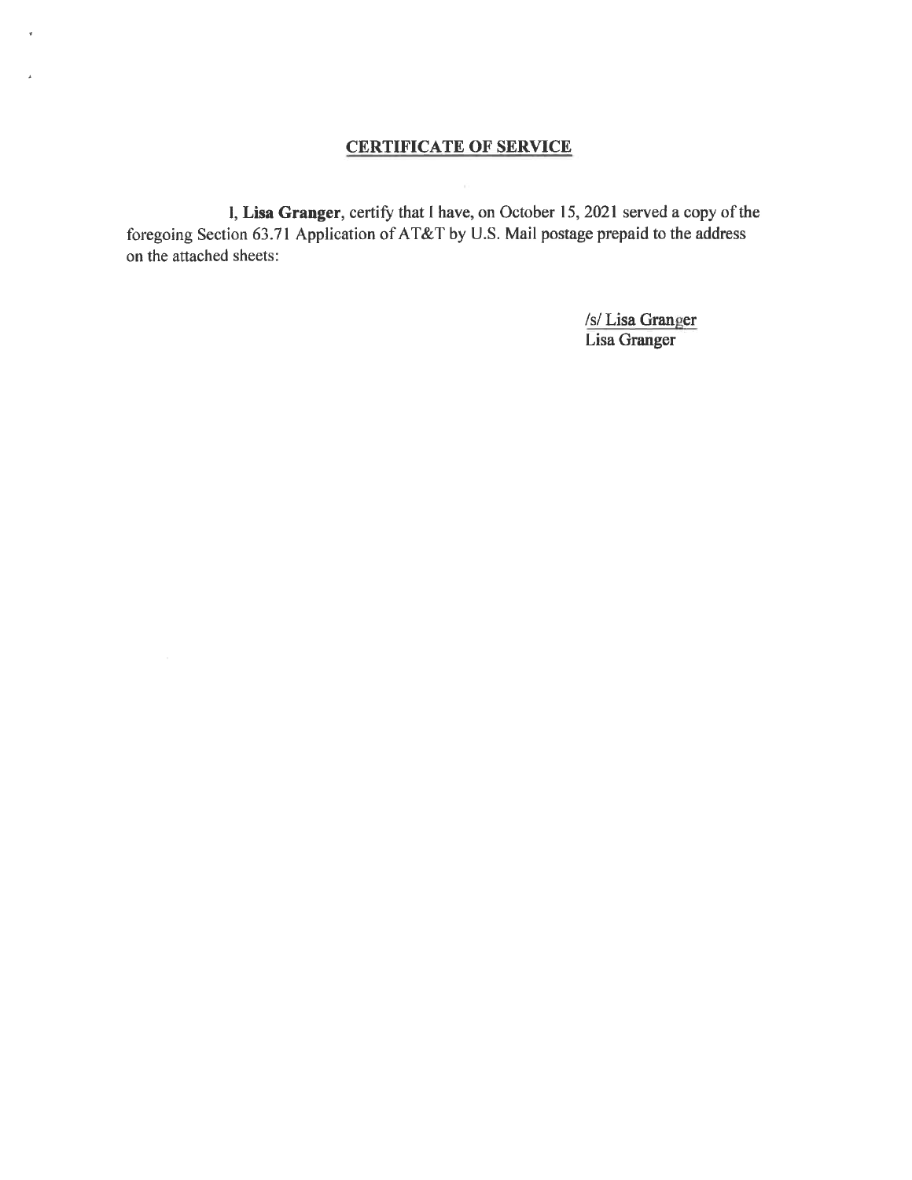## CERTIFICATE OF SERVICE

I, **Lisa Granger**, certify that I have, on October 15, 2021 served a copy of the foregoing Section 63.71 Application of AT&T by U.S. Mail postage prepaid to the address on the attached sheets:

/s/ Lisa Granger
Lisa Granger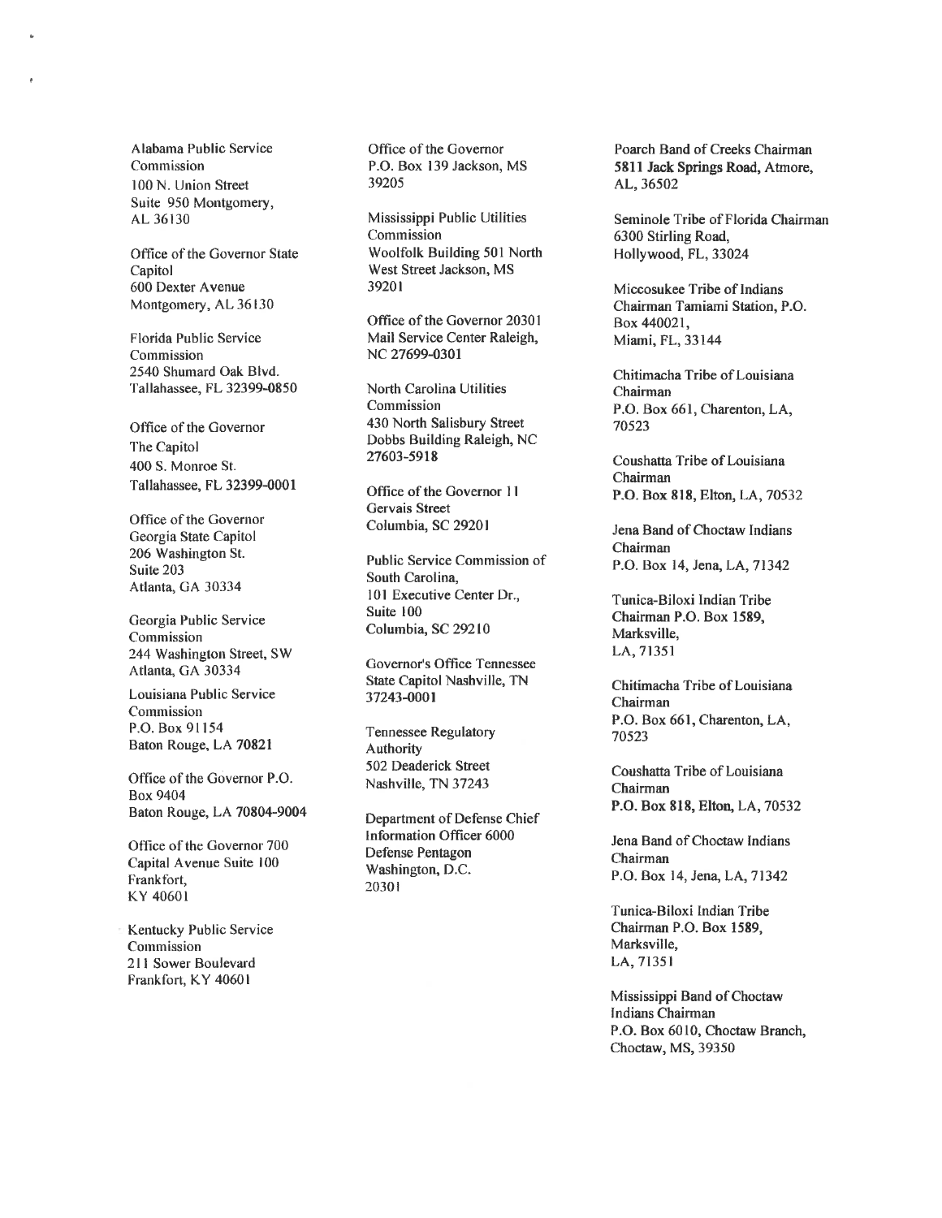Alabama Public Service Commission
100 N. Union Street
Suite 950 Montgomery, AL 36130

Office of the Governor State Capitol
600 Dexter Avenue
Montgomery, AL 36130

Florida Public Service Commission
2540 Shumard Oak Blvd.
Tallahassee, FL 32399-0850

Office of the Governor
The Capitol
400 S. Monroe St.
Tallahassee, FL 32399-0001

Office of the Governor
Georgia State Capitol
206 Washington St.
Suite 203
Atlanta, GA 30334

Georgia Public Service Commission
244 Washington Street, SW
Atlanta, GA 30334

Louisiana Public Service Commission
P.O. Box 91154
Baton Rouge, LA 70821

Office of the Governor P.O. Box 9404
Baton Rouge, LA 70804-9004

Office of the Governor 700 Capital Avenue Suite 100
Frankfort,
KY 40601

Kentucky Public Service Commission
211 Sower Boulevard
Frankfort, KY 40601

Office of the Governor
P.O. Box 139 Jackson, MS 39205

Mississippi Public Utilities Commission
Woolfolk Building 501 North West Street Jackson, MS 39201

Office of the Governor 20301 Mail Service Center Raleigh, NC 27699-0301

North Carolina Utilities Commission
430 North Salisbury Street
Dobbs Building Raleigh, NC 27603-5918

Office of the Governor 11 Gervais Street
Columbia, SC 29201

Public Service Commission of South Carolina,
101 Executive Center Dr., Suite 100
Columbia, SC 29210

Governor's Office Tennessee State Capitol Nashville, TN 37243-0001

Tennessee Regulatory Authority
502 Deaderick Street
Nashville, TN 37243

Department of Defense Chief Information Officer 6000 Defense Pentagon
Washington, D.C.
20301

Poarch Band of Creeks Chairman
5811 Jack Springs Road, Atmore, AL, 36502

Seminole Tribe of Florida Chairman
6300 Stirling Road,
Hollywood, FL, 33024

Miccosukee Tribe of Indians Chairman Tamiami Station, P.O. Box 440021,
Miami, FL, 33144

Chitimacha Tribe of Louisiana Chairman
P.O. Box 661, Charenton, LA, 70523

Coushatta Tribe of Louisiana Chairman
P.O. Box 818, Elton, LA, 70532

Jena Band of Choctaw Indians Chairman
P.O. Box 14, Jena, LA, 71342

Tunica-Biloxi Indian Tribe Chairman P.O. Box 1589,
Marksville,
LA, 71351

Chitimacha Tribe of Louisiana Chairman
P.O. Box 661, Charenton, LA, 70523

Coushatta Tribe of Louisiana Chairman
P.O. Box 818, Elton, LA, 70532

Jena Band of Choctaw Indians Chairman
P.O. Box 14, Jena, LA, 71342

Tunica-Biloxi Indian Tribe Chairman P.O. Box 1589,
Marksville,
LA, 71351

Mississippi Band of Choctaw Indians Chairman
P.O. Box 6010, Choctaw Branch, Choctaw, MS, 39350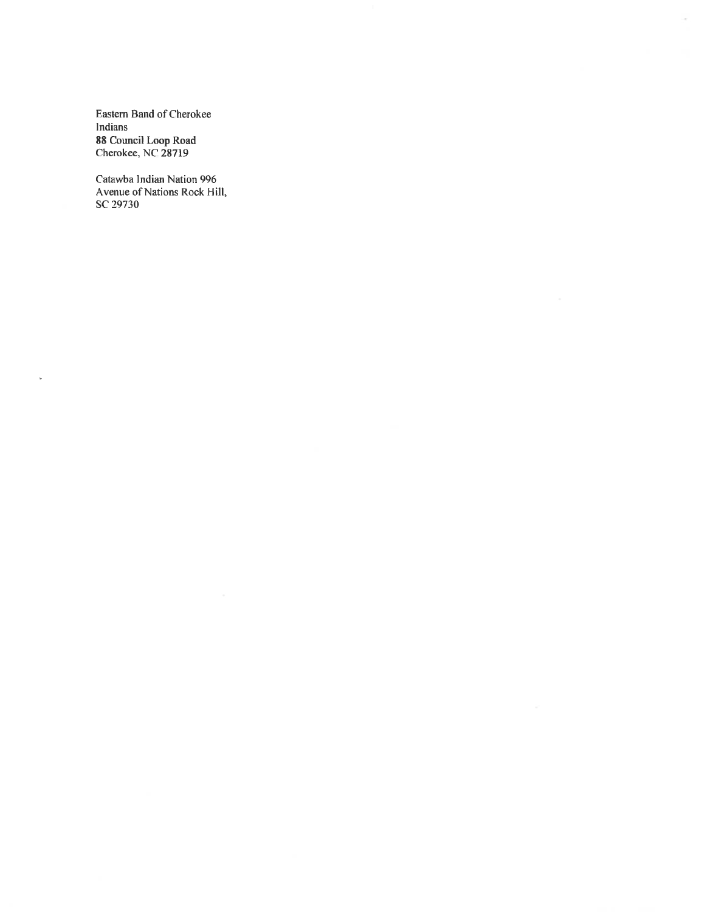Eastern Band of Cherokee
Indians
88 Council Loop Road
Cherokee, NC 28719

Catawba Indian Nation 996
Avenue of Nations Rock Hill,
SC 29730